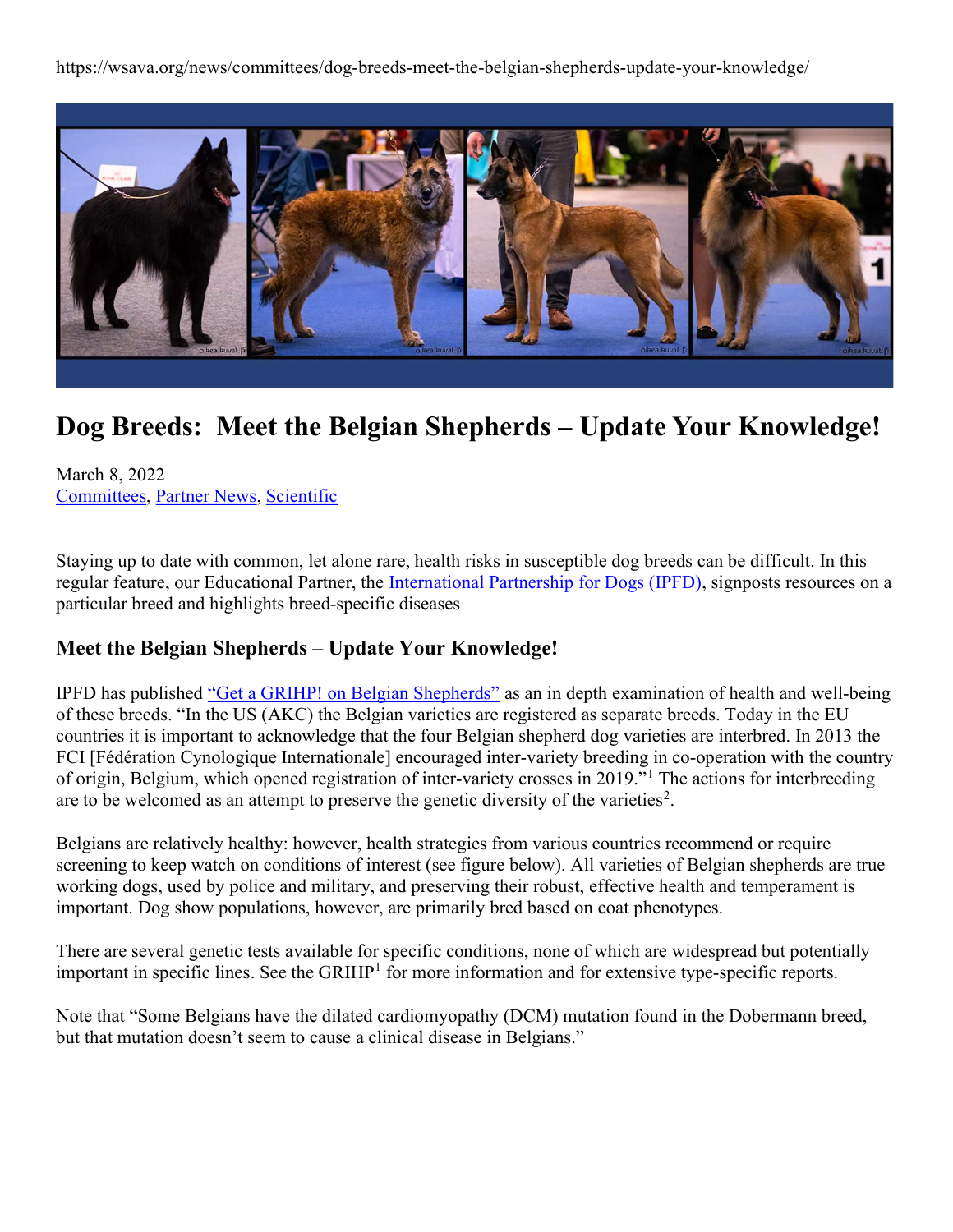https://wsava.org/news/committees/dog-breeds-meet-the-belgian-shepherds-update-your-knowledge/

# Dog Breeds: Meet the Belgian Shepherds – Update Your Knowledge!

March 8, 2022
Committees, Partner News, Scientific

Staying up to date with common, let alone rare, health risks in susceptible dog breeds can be difficult. In this regular feature, our Educational Partner, the International Partnership for Dogs (IPFD), signposts resources on a particular breed and highlights breed-specific diseases

## Meet the Belgian Shepherds – Update Your Knowledge!

IPFD has published "Get a GRIHP! on Belgian Shepherds" as an in depth examination of health and well-being of these breeds. "In the US (AKC) the Belgian varieties are registered as separate breeds. Today in the EU countries it is important to acknowledge that the four Belgian shepherd dog varieties are interbred. In 2013 the FCI [Fédération Cynologique Internationale] encouraged inter-variety breeding in co-operation with the country of origin, Belgium, which opened registration of inter-variety crosses in 2019."[1] The actions for interbreeding are to be welcomed as an attempt to preserve the genetic diversity of the varieties[2].

Belgians are relatively healthy: however, health strategies from various countries recommend or require screening to keep watch on conditions of interest (see figure below). All varieties of Belgian shepherds are true working dogs, used by police and military, and preserving their robust, effective health and temperament is important. Dog show populations, however, are primarily bred based on coat phenotypes.

There are several genetic tests available for specific conditions, none of which are widespread but potentially important in specific lines. See the GRIHP[1] for more information and for extensive type-specific reports.

Note that "Some Belgians have the dilated cardiomyopathy (DCM) mutation found in the Dobermann breed, but that mutation doesn't seem to cause a clinical disease in Belgians."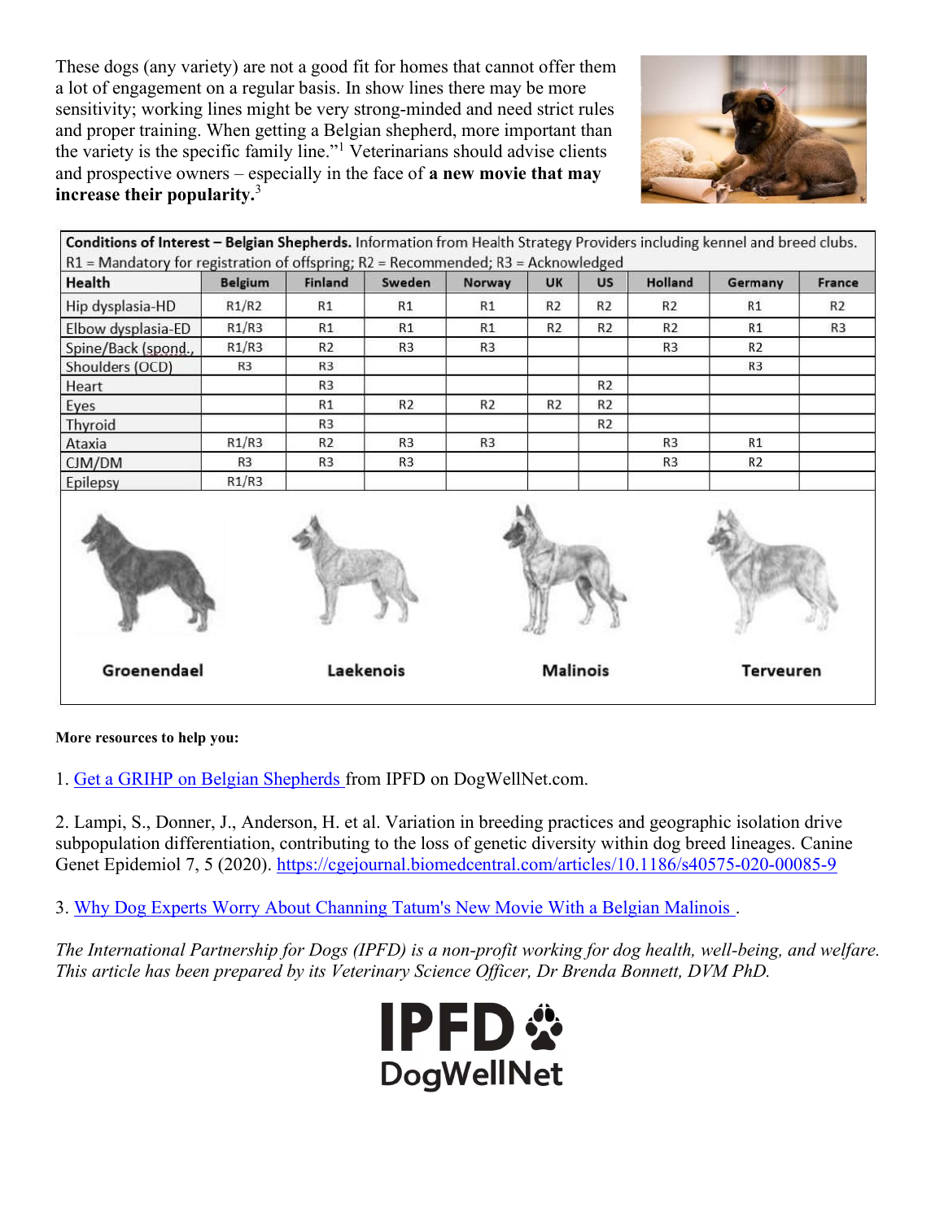These dogs (any variety) are not a good fit for homes that cannot offer them a lot of engagement on a regular basis. In show lines there may be more sensitivity; working lines might be very strong-minded and need strict rules and proper training. When getting a Belgian shepherd, more important than the variety is the specific family line."[1] Veterinarians should advise clients and prospective owners – especially in the face of **a new movie that may increase their popularity.**[3]

**Conditions of Interest – Belgian Shepherds.** Information from Health Strategy Providers including kennel and breed clubs.
R1 = Mandatory for registration of offspring; R2 = Recommended; R3 = Acknowledged

| Health | Belgium | Finland | Sweden | Norway | UK | US | Holland | Germany | France |
|---|---|---|---|---|---|---|---|---|---|
| Hip dysplasia-HD | R1/R2 | R1 | R1 | R1 | R2 | R2 | R2 | R1 | R2 |
| Elbow dysplasia-ED | R1/R3 | R1 | R1 | R1 | R2 | R2 | R2 | R1 | R3 |
| Spine/Back (spond., | R1/R3 | R2 | R3 | R3 | | | R3 | R2 | |
| Shoulders (OCD) | R3 | R3 | | | | | | R3 | |
| Heart | | R3 | | | | R2 | | | |
| Eyes | | R1 | R2 | R2 | R2 | R2 | | | |
| Thyroid | | R3 | | | | R2 | | | |
| Ataxia | R1/R3 | R2 | R3 | R3 | | | R3 | R1 | |
| CJM/DM | R3 | R3 | R3 | | | | R3 | R2 | |
| Epilepsy | R1/R3 | | | | | | | | |

Groenendael

Laekenois

Malinois

Terveuren

**More resources to help you:**

1. Get a GRIHP on Belgian Shepherds from IPFD on DogWellNet.com.

2. Lampi, S., Donner, J., Anderson, H. et al. Variation in breeding practices and geographic isolation drive subpopulation differentiation, contributing to the loss of genetic diversity within dog breed lineages. Canine Genet Epidemiol 7, 5 (2020). https://cgejournal.biomedcentral.com/articles/10.1186/s40575-020-00085-9

3. Why Dog Experts Worry About Channing Tatum's New Movie With a Belgian Malinois .

*The International Partnership for Dogs (IPFD) is a non-profit working for dog health, well-being, and welfare. This article has been prepared by its Veterinary Science Officer, Dr Brenda Bonnett, DVM PhD.*

IPFD DogWellNet